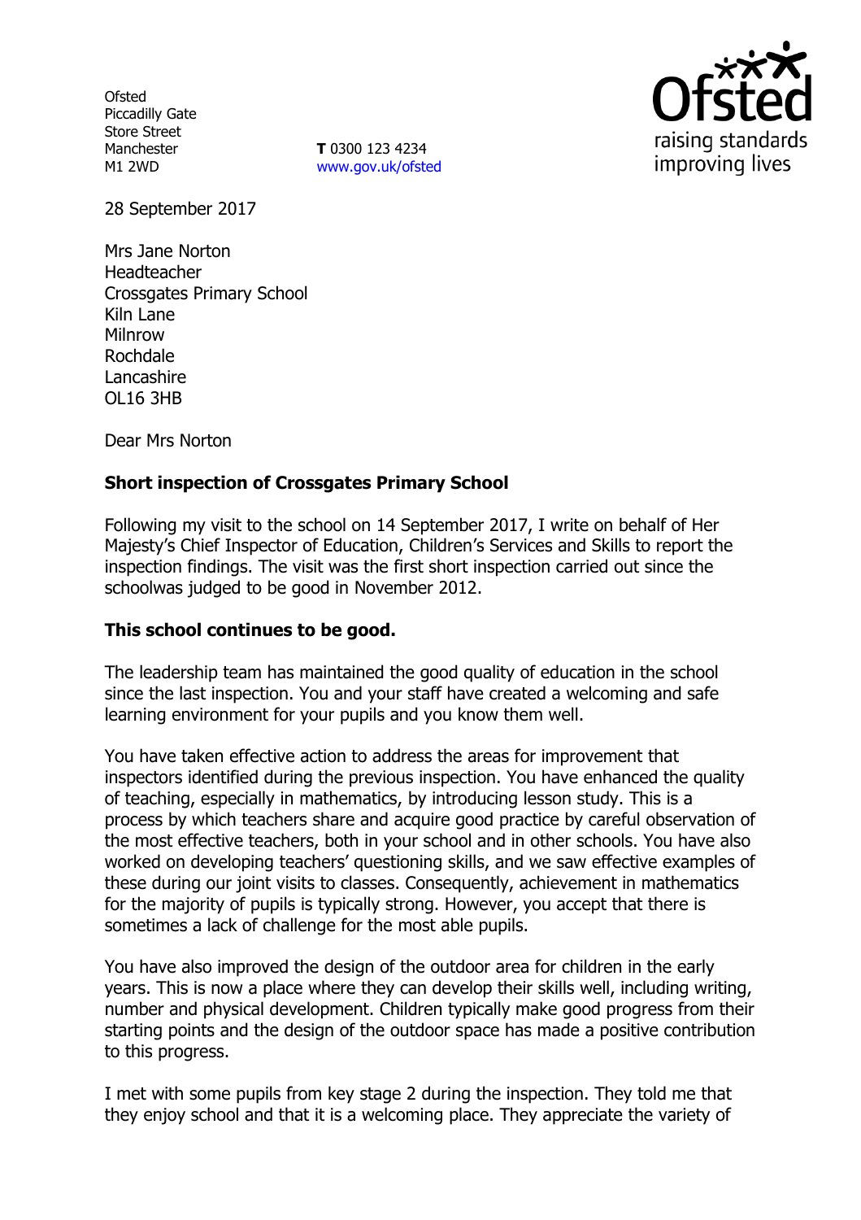Ofsted
Piccadilly Gate
Store Street
Manchester
M1 2WD

**T** 0300 123 4234
www.gov.uk/ofsted

28 September 2017

Mrs Jane Norton
Headteacher
Crossgates Primary School
Kiln Lane
Milnrow
Rochdale
Lancashire
OL16 3HB

Dear Mrs Norton

**Short inspection of Crossgates Primary School**

Following my visit to the school on 14 September 2017, I write on behalf of Her Majesty's Chief Inspector of Education, Children's Services and Skills to report the inspection findings. The visit was the first short inspection carried out since the schoolwas judged to be good in November 2012.

**This school continues to be good.**

The leadership team has maintained the good quality of education in the school since the last inspection. You and your staff have created a welcoming and safe learning environment for your pupils and you know them well.

You have taken effective action to address the areas for improvement that inspectors identified during the previous inspection. You have enhanced the quality of teaching, especially in mathematics, by introducing lesson study. This is a process by which teachers share and acquire good practice by careful observation of the most effective teachers, both in your school and in other schools. You have also worked on developing teachers' questioning skills, and we saw effective examples of these during our joint visits to classes. Consequently, achievement in mathematics for the majority of pupils is typically strong. However, you accept that there is sometimes a lack of challenge for the most able pupils.

You have also improved the design of the outdoor area for children in the early years. This is now a place where they can develop their skills well, including writing, number and physical development. Children typically make good progress from their starting points and the design of the outdoor space has made a positive contribution to this progress.

I met with some pupils from key stage 2 during the inspection. They told me that they enjoy school and that it is a welcoming place. They appreciate the variety of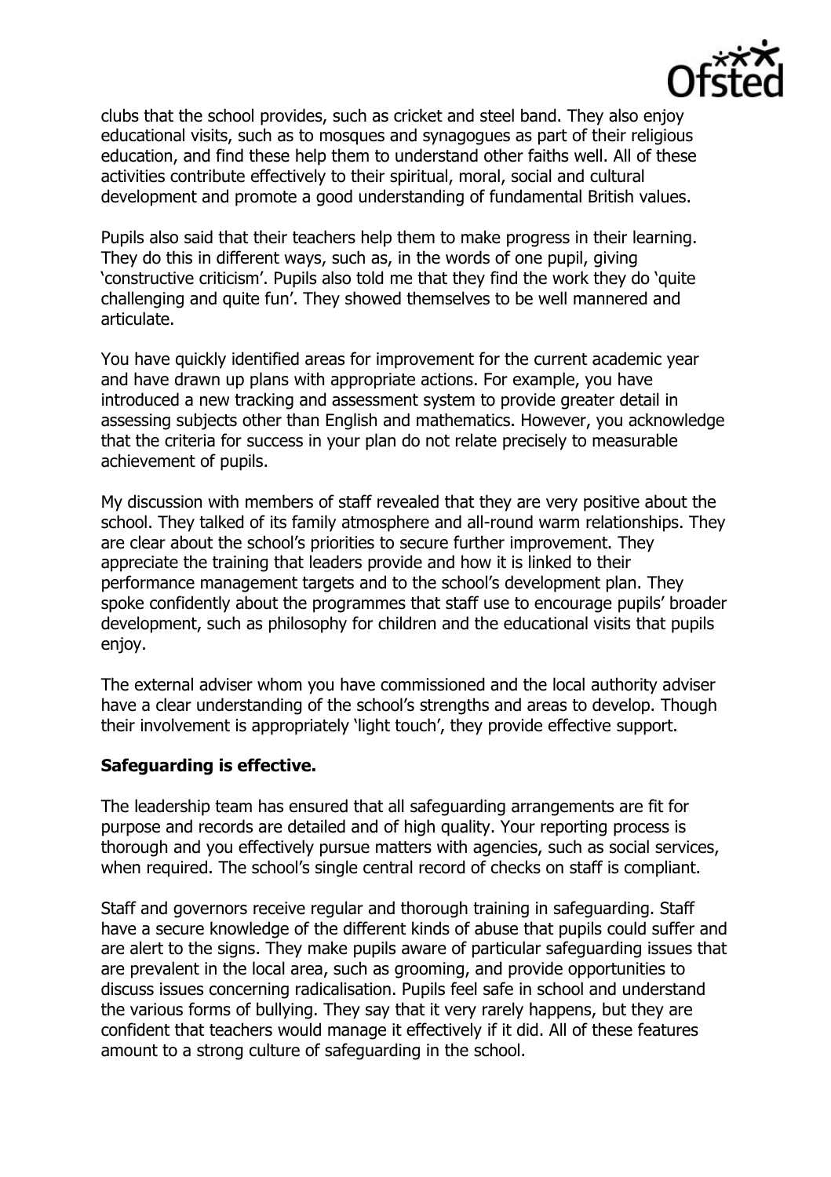clubs that the school provides, such as cricket and steel band. They also enjoy educational visits, such as to mosques and synagogues as part of their religious education, and find these help them to understand other faiths well. All of these activities contribute effectively to their spiritual, moral, social and cultural development and promote a good understanding of fundamental British values.

Pupils also said that their teachers help them to make progress in their learning. They do this in different ways, such as, in the words of one pupil, giving 'constructive criticism'. Pupils also told me that they find the work they do 'quite challenging and quite fun'. They showed themselves to be well mannered and articulate.

You have quickly identified areas for improvement for the current academic year and have drawn up plans with appropriate actions. For example, you have introduced a new tracking and assessment system to provide greater detail in assessing subjects other than English and mathematics. However, you acknowledge that the criteria for success in your plan do not relate precisely to measurable achievement of pupils.

My discussion with members of staff revealed that they are very positive about the school. They talked of its family atmosphere and all-round warm relationships. They are clear about the school's priorities to secure further improvement. They appreciate the training that leaders provide and how it is linked to their performance management targets and to the school's development plan. They spoke confidently about the programmes that staff use to encourage pupils' broader development, such as philosophy for children and the educational visits that pupils enjoy.

The external adviser whom you have commissioned and the local authority adviser have a clear understanding of the school's strengths and areas to develop. Though their involvement is appropriately 'light touch', they provide effective support.

**Safeguarding is effective.**

The leadership team has ensured that all safeguarding arrangements are fit for purpose and records are detailed and of high quality. Your reporting process is thorough and you effectively pursue matters with agencies, such as social services, when required. The school's single central record of checks on staff is compliant.

Staff and governors receive regular and thorough training in safeguarding. Staff have a secure knowledge of the different kinds of abuse that pupils could suffer and are alert to the signs. They make pupils aware of particular safeguarding issues that are prevalent in the local area, such as grooming, and provide opportunities to discuss issues concerning radicalisation. Pupils feel safe in school and understand the various forms of bullying. They say that it very rarely happens, but they are confident that teachers would manage it effectively if it did. All of these features amount to a strong culture of safeguarding in the school.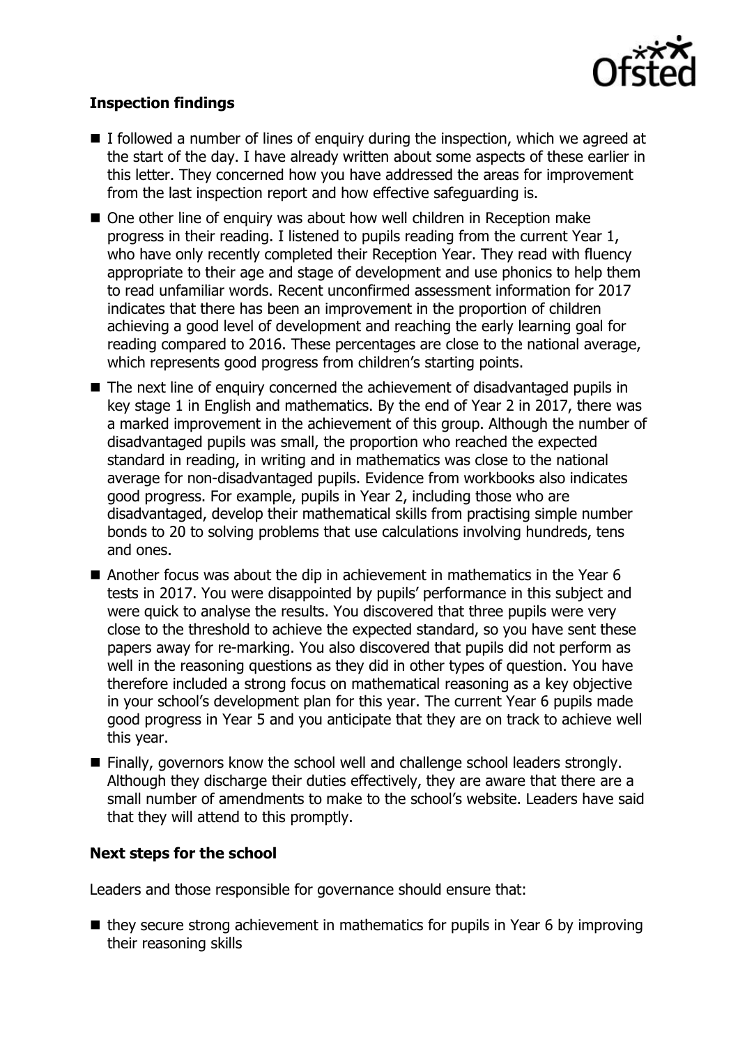### Inspection findings

- I followed a number of lines of enquiry during the inspection, which we agreed at the start of the day. I have already written about some aspects of these earlier in this letter. They concerned how you have addressed the areas for improvement from the last inspection report and how effective safeguarding is.
- One other line of enquiry was about how well children in Reception make progress in their reading. I listened to pupils reading from the current Year 1, who have only recently completed their Reception Year. They read with fluency appropriate to their age and stage of development and use phonics to help them to read unfamiliar words. Recent unconfirmed assessment information for 2017 indicates that there has been an improvement in the proportion of children achieving a good level of development and reaching the early learning goal for reading compared to 2016. These percentages are close to the national average, which represents good progress from children's starting points.
- The next line of enquiry concerned the achievement of disadvantaged pupils in key stage 1 in English and mathematics. By the end of Year 2 in 2017, there was a marked improvement in the achievement of this group. Although the number of disadvantaged pupils was small, the proportion who reached the expected standard in reading, in writing and in mathematics was close to the national average for non-disadvantaged pupils. Evidence from workbooks also indicates good progress. For example, pupils in Year 2, including those who are disadvantaged, develop their mathematical skills from practising simple number bonds to 20 to solving problems that use calculations involving hundreds, tens and ones.
- Another focus was about the dip in achievement in mathematics in the Year 6 tests in 2017. You were disappointed by pupils' performance in this subject and were quick to analyse the results. You discovered that three pupils were very close to the threshold to achieve the expected standard, so you have sent these papers away for re-marking. You also discovered that pupils did not perform as well in the reasoning questions as they did in other types of question. You have therefore included a strong focus on mathematical reasoning as a key objective in your school's development plan for this year. The current Year 6 pupils made good progress in Year 5 and you anticipate that they are on track to achieve well this year.
- Finally, governors know the school well and challenge school leaders strongly. Although they discharge their duties effectively, they are aware that there are a small number of amendments to make to the school's website. Leaders have said that they will attend to this promptly.

### Next steps for the school

Leaders and those responsible for governance should ensure that:

- they secure strong achievement in mathematics for pupils in Year 6 by improving their reasoning skills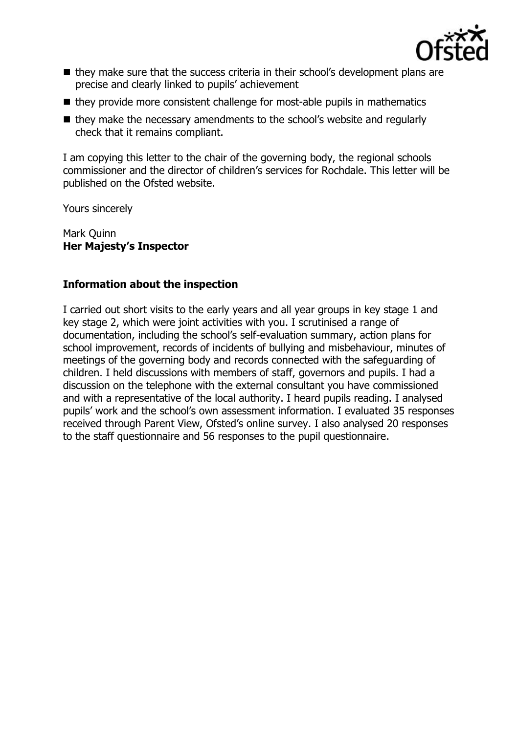- they make sure that the success criteria in their school's development plans are precise and clearly linked to pupils' achievement
- they provide more consistent challenge for most-able pupils in mathematics
- they make the necessary amendments to the school's website and regularly check that it remains compliant.

I am copying this letter to the chair of the governing body, the regional schools commissioner and the director of children's services for Rochdale. This letter will be published on the Ofsted website.

Yours sincerely

Mark Quinn
**Her Majesty's Inspector**

### Information about the inspection

I carried out short visits to the early years and all year groups in key stage 1 and key stage 2, which were joint activities with you. I scrutinised a range of documentation, including the school's self-evaluation summary, action plans for school improvement, records of incidents of bullying and misbehaviour, minutes of meetings of the governing body and records connected with the safeguarding of children. I held discussions with members of staff, governors and pupils. I had a discussion on the telephone with the external consultant you have commissioned and with a representative of the local authority. I heard pupils reading. I analysed pupils' work and the school's own assessment information. I evaluated 35 responses received through Parent View, Ofsted's online survey. I also analysed 20 responses to the staff questionnaire and 56 responses to the pupil questionnaire.